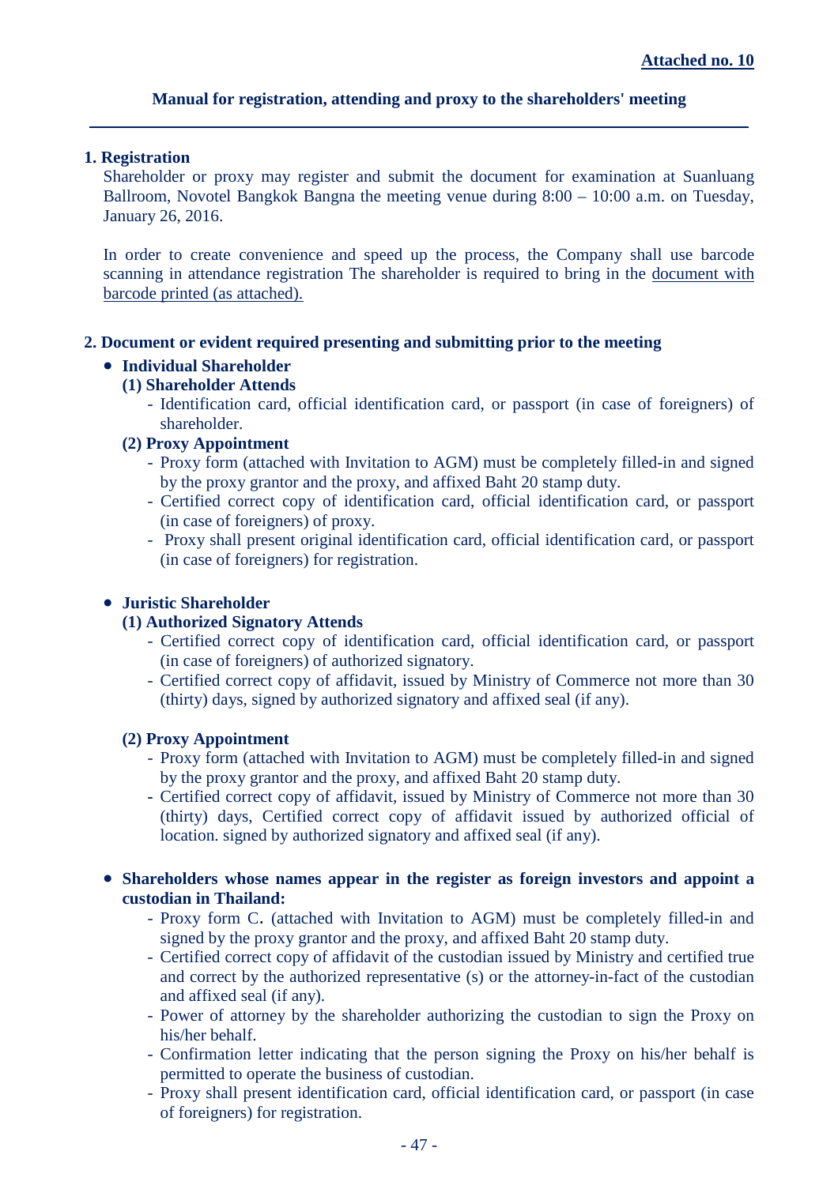**Attached no. 10**

# Manual for registration, attending and proxy to the shareholders' meeting

---

## 1. Registration

Shareholder or proxy may register and submit the document for examination at Suanluang Ballroom, Novotel Bangkok Bangna the meeting venue during 8:00 – 10:00 a.m. on Tuesday, January 26, 2016.

In order to create convenience and speed up the process, the Company shall use barcode scanning in attendance registration The shareholder is required to bring in the document with barcode printed (as attached).

## 2. Document or evident required presenting and submitting prior to the meeting

- **Individual Shareholder**

  **(1) Shareholder Attends**

  - Identification card, official identification card, or passport (in case of foreigners) of shareholder.

  **(2) Proxy Appointment**

  - Proxy form (attached with Invitation to AGM) must be completely filled-in and signed by the proxy grantor and the proxy, and affixed Baht 20 stamp duty.
  - Certified correct copy of identification card, official identification card, or passport (in case of foreigners) of proxy.
  - Proxy shall present original identification card, official identification card, or passport (in case of foreigners) for registration.

- **Juristic Shareholder**

  **(1) Authorized Signatory Attends**

  - Certified correct copy of identification card, official identification card, or passport (in case of foreigners) of authorized signatory.
  - Certified correct copy of affidavit, issued by Ministry of Commerce not more than 30 (thirty) days, signed by authorized signatory and affixed seal (if any).

  **(2) Proxy Appointment**

  - Proxy form (attached with Invitation to AGM) must be completely filled-in and signed by the proxy grantor and the proxy, and affixed Baht 20 stamp duty.
  - Certified correct copy of affidavit, issued by Ministry of Commerce not more than 30 (thirty) days, Certified correct copy of affidavit issued by authorized official of location. signed by authorized signatory and affixed seal (if any).

- **Shareholders whose names appear in the register as foreign investors and appoint a custodian in Thailand:**

  - Proxy form C. (attached with Invitation to AGM) must be completely filled-in and signed by the proxy grantor and the proxy, and affixed Baht 20 stamp duty.
  - Certified correct copy of affidavit of the custodian issued by Ministry and certified true and correct by the authorized representative (s) or the attorney-in-fact of the custodian and affixed seal (if any).
  - Power of attorney by the shareholder authorizing the custodian to sign the Proxy on his/her behalf.
  - Confirmation letter indicating that the person signing the Proxy on his/her behalf is permitted to operate the business of custodian.
  - Proxy shall present identification card, official identification card, or passport (in case of foreigners) for registration.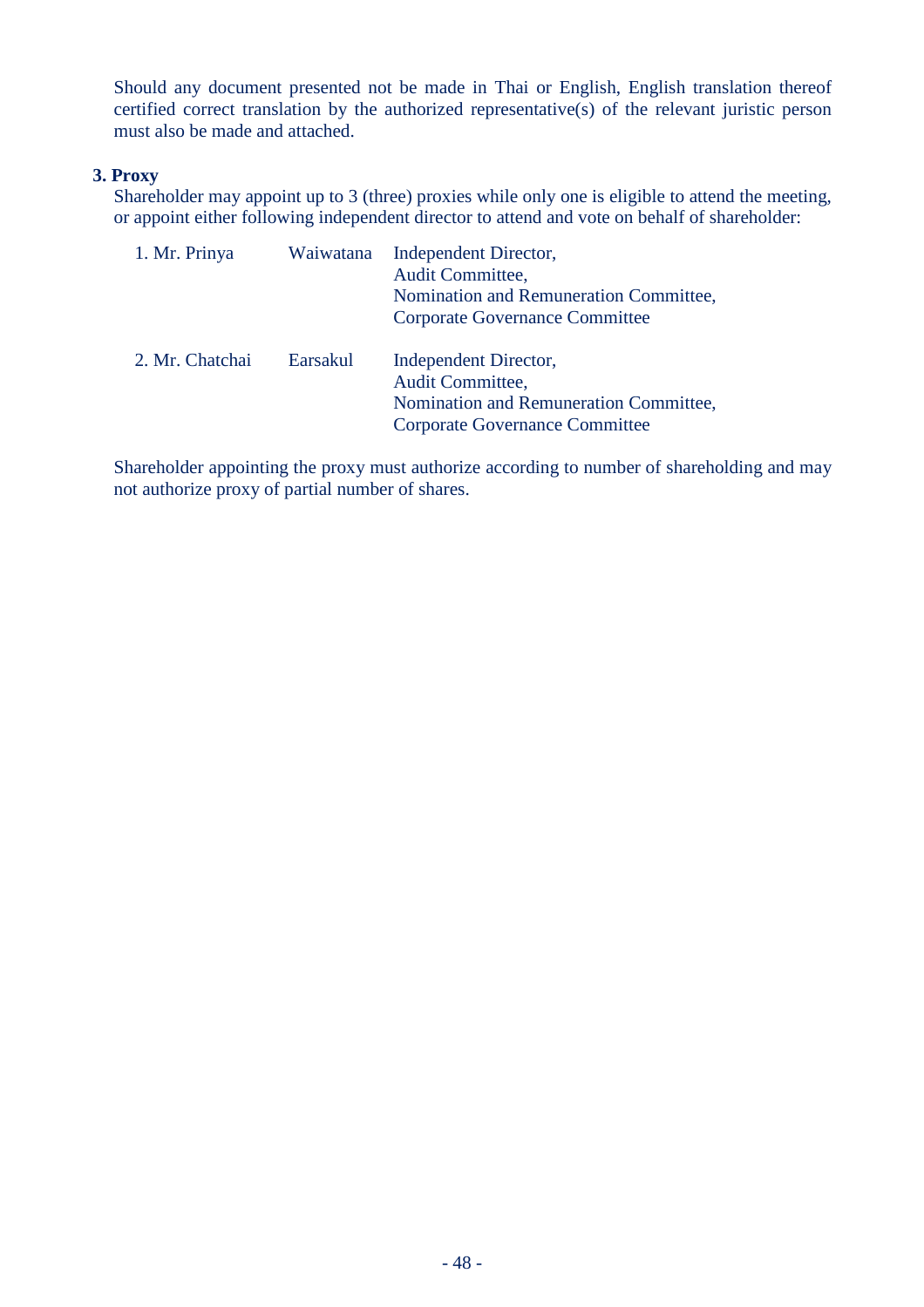Should any document presented not be made in Thai or English, English translation thereof certified correct translation by the authorized representative(s) of the relevant juristic person must also be made and attached.

### 3. Proxy

Shareholder may appoint up to 3 (three) proxies while only one is eligible to attend the meeting, or appoint either following independent director to attend and vote on behalf of shareholder:

| | | |
|---|---|---|
| 1. Mr. Prinya | Waiwatana | Independent Director,<br>Audit Committee,<br>Nomination and Remuneration Committee,<br>Corporate Governance Committee |
| 2. Mr. Chatchai | Earsakul | Independent Director,<br>Audit Committee,<br>Nomination and Remuneration Committee,<br>Corporate Governance Committee |

Shareholder appointing the proxy must authorize according to number of shareholding and may not authorize proxy of partial number of shares.